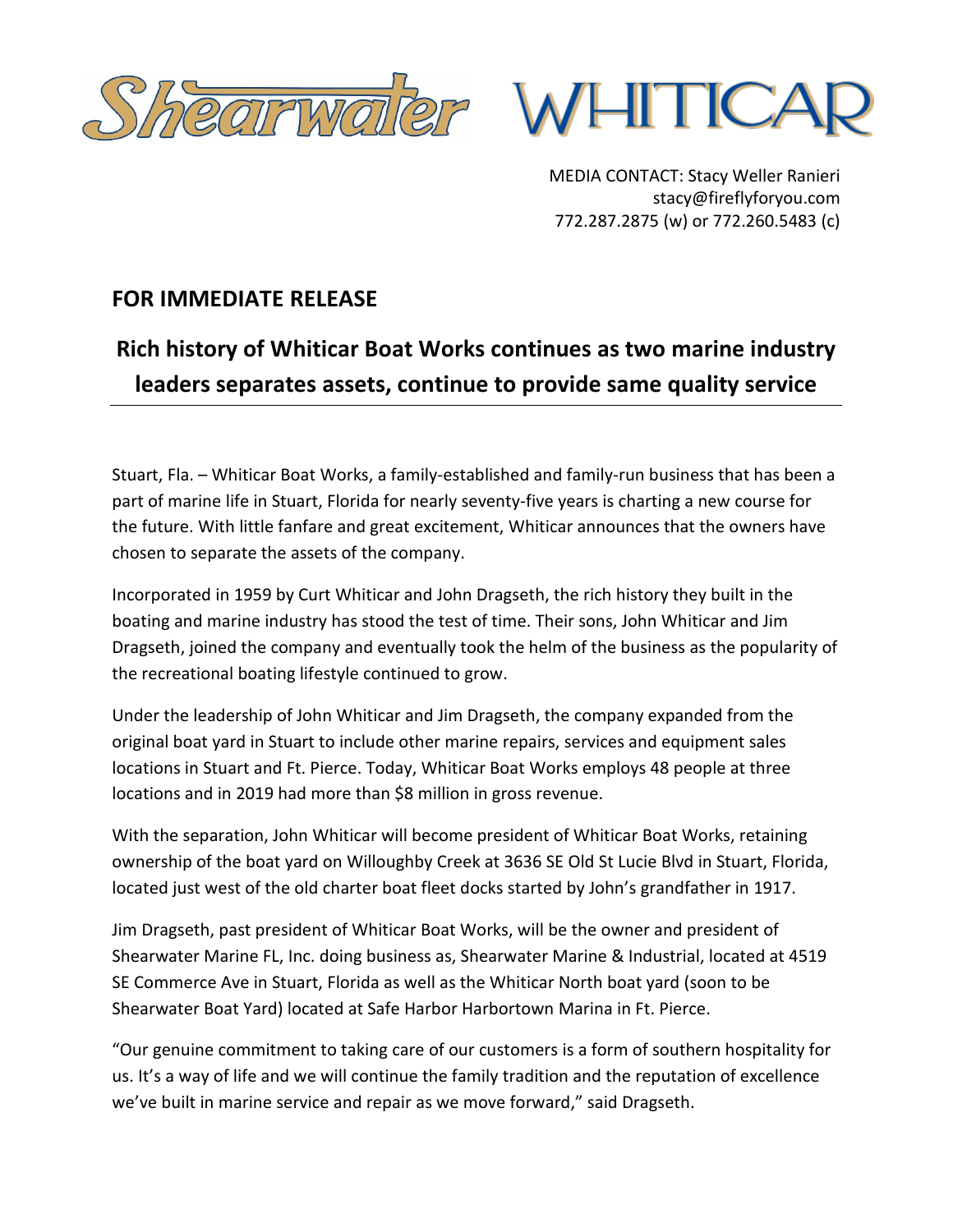Shearwater WHITICAR

MEDIA CONTACT: Stacy Weller Ranieri
stacy@fireflyforyou.com
772.287.2875 (w) or 772.260.5483 (c)

## FOR IMMEDIATE RELEASE

# Rich history of Whiticar Boat Works continues as two marine industry leaders separates assets, continue to provide same quality service

Stuart, Fla. – Whiticar Boat Works, a family-established and family-run business that has been a part of marine life in Stuart, Florida for nearly seventy-five years is charting a new course for the future. With little fanfare and great excitement, Whiticar announces that the owners have chosen to separate the assets of the company.

Incorporated in 1959 by Curt Whiticar and John Dragseth, the rich history they built in the boating and marine industry has stood the test of time. Their sons, John Whiticar and Jim Dragseth, joined the company and eventually took the helm of the business as the popularity of the recreational boating lifestyle continued to grow.

Under the leadership of John Whiticar and Jim Dragseth, the company expanded from the original boat yard in Stuart to include other marine repairs, services and equipment sales locations in Stuart and Ft. Pierce. Today, Whiticar Boat Works employs 48 people at three locations and in 2019 had more than $8 million in gross revenue.

With the separation, John Whiticar will become president of Whiticar Boat Works, retaining ownership of the boat yard on Willoughby Creek at 3636 SE Old St Lucie Blvd in Stuart, Florida, located just west of the old charter boat fleet docks started by John's grandfather in 1917.

Jim Dragseth, past president of Whiticar Boat Works, will be the owner and president of Shearwater Marine FL, Inc. doing business as, Shearwater Marine & Industrial, located at 4519 SE Commerce Ave in Stuart, Florida as well as the Whiticar North boat yard (soon to be Shearwater Boat Yard) located at Safe Harbor Harbortown Marina in Ft. Pierce.

"Our genuine commitment to taking care of our customers is a form of southern hospitality for us. It's a way of life and we will continue the family tradition and the reputation of excellence we've built in marine service and repair as we move forward," said Dragseth.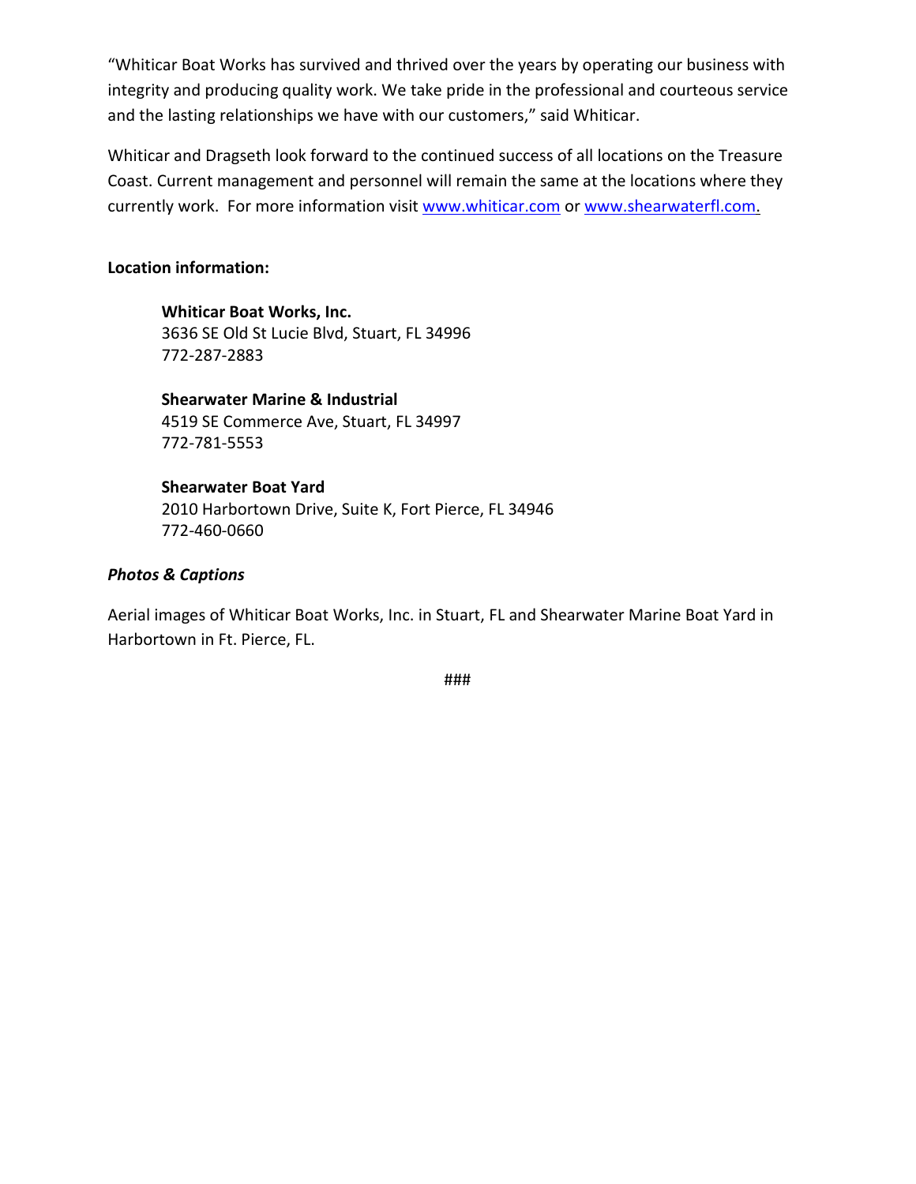"Whiticar Boat Works has survived and thrived over the years by operating our business with integrity and producing quality work. We take pride in the professional and courteous service and the lasting relationships we have with our customers," said Whiticar.

Whiticar and Dragseth look forward to the continued success of all locations on the Treasure Coast. Current management and personnel will remain the same at the locations where they currently work. For more information visit www.whiticar.com or www.shearwaterfl.com.

**Location information:**

**Whiticar Boat Works, Inc.**
3636 SE Old St Lucie Blvd, Stuart, FL 34996
772-287-2883

**Shearwater Marine & Industrial**
4519 SE Commerce Ave, Stuart, FL 34997
772-781-5553

**Shearwater Boat Yard**
2010 Harbortown Drive, Suite K, Fort Pierce, FL 34946
772-460-0660

***Photos & Captions***

Aerial images of Whiticar Boat Works, Inc. in Stuart, FL and Shearwater Marine Boat Yard in Harbortown in Ft. Pierce, FL.

###